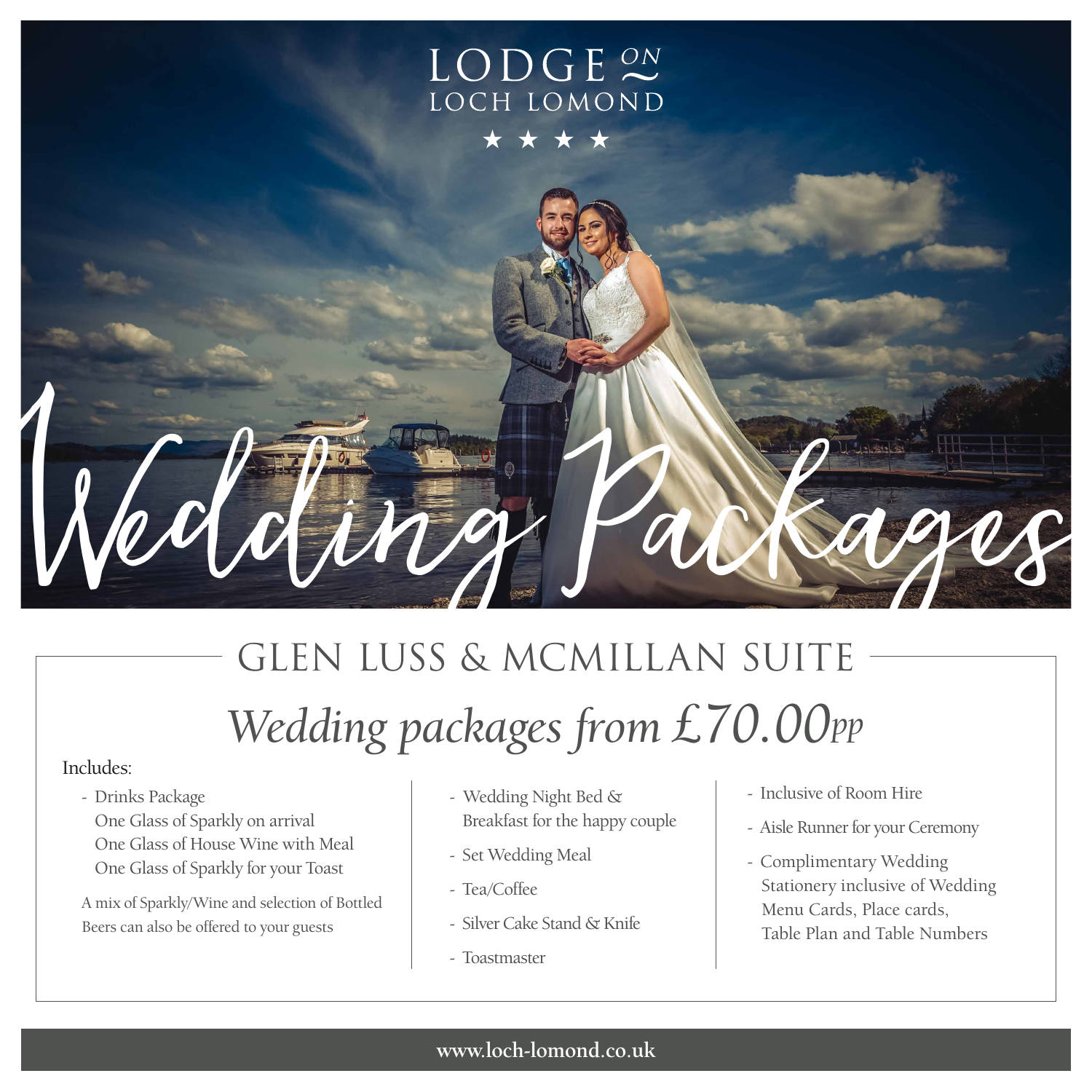LODGE ON LOCH LOMOND

★ ★ ★ ★

# Wedding Packages

## GLEN LUSS & MCMILLAN SUITE

### *Wedding packages from £70.00pp*

Includes:

- Drinks Package
  One Glass of Sparkly on arrival
  One Glass of House Wine with Meal
  One Glass of Sparkly for your Toast

  A mix of Sparkly/Wine and selection of Bottled Beers can also be offered to your guests

- Wedding Night Bed & Breakfast for the happy couple
- Set Wedding Meal
- Tea/Coffee
- Silver Cake Stand & Knife
- Toastmaster
- Inclusive of Room Hire
- Aisle Runner for your Ceremony
- Complimentary Wedding Stationery inclusive of Wedding Menu Cards, Place cards, Table Plan and Table Numbers

www.loch-lomond.co.uk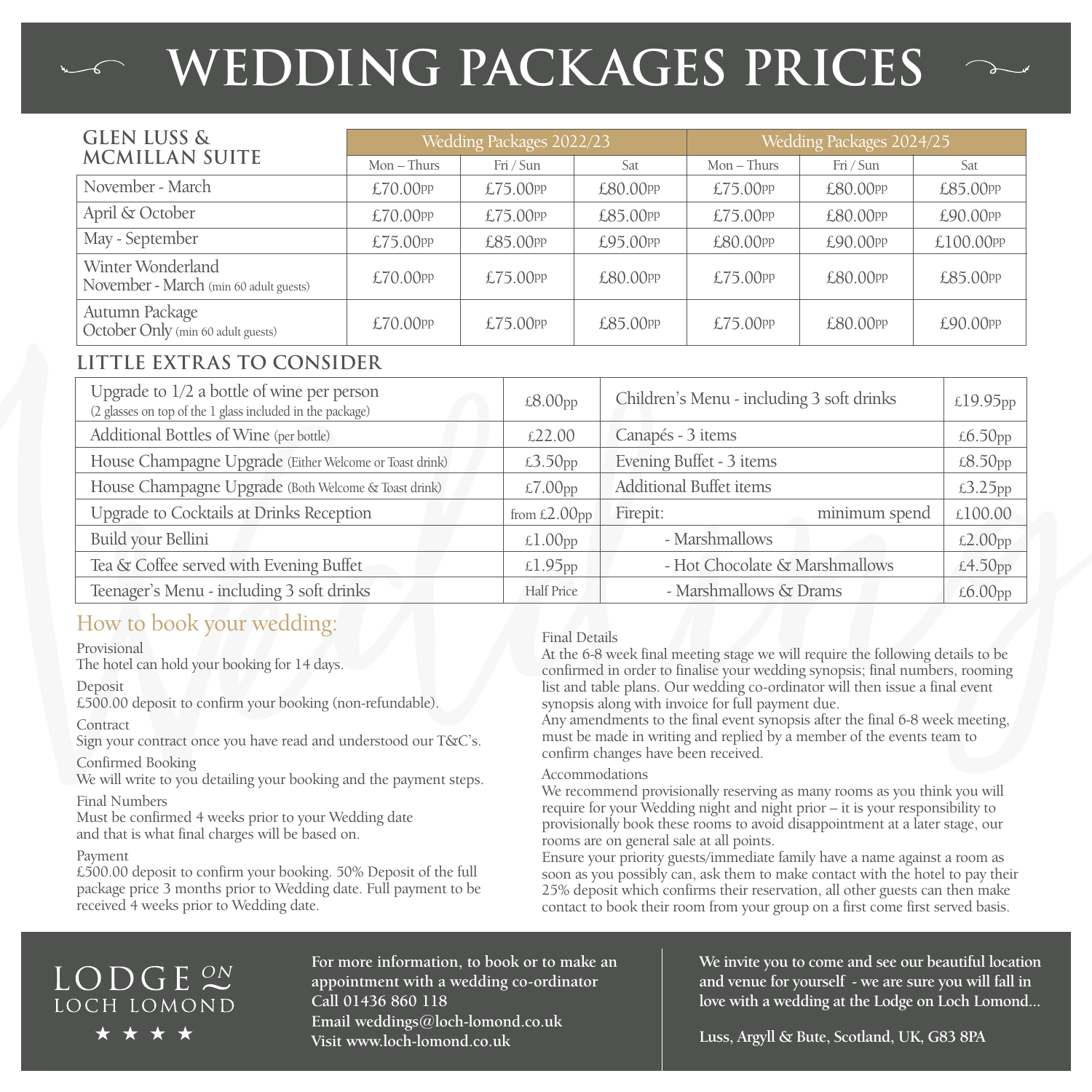# WEDDING PACKAGES PRICES

| GLEN LUSS & MCMILLAN SUITE | Wedding Packages 2022/23 | | | Wedding Packages 2024/25 | | |
|---|---|---|---|---|---|---|
| | Mon – Thurs | Fri / Sun | Sat | Mon – Thurs | Fri / Sun | Sat |
| November - March | £70.00pp | £75.00pp | £80.00pp | £75.00pp | £80.00pp | £85.00pp |
| April & October | £70.00pp | £75.00pp | £85.00pp | £75.00pp | £80.00pp | £90.00pp |
| May - September | £75.00pp | £85.00pp | £95.00pp | £80.00pp | £90.00pp | £100.00pp |
| Winter Wonderland November - March (min 60 adult guests) | £70.00pp | £75.00pp | £80.00pp | £75.00pp | £80.00pp | £85.00pp |
| Autumn Package October Only (min 60 adult guests) | £70.00pp | £75.00pp | £85.00pp | £75.00pp | £80.00pp | £90.00pp |

## LITTLE EXTRAS TO CONSIDER

| | | | |
|---|---|---|---|
| Upgrade to 1/2 a bottle of wine per person (2 glasses on top of the 1 glass included in the package) | £8.00pp | Children's Menu - including 3 soft drinks | £19.95pp |
| Additional Bottles of Wine (per bottle) | £22.00 | Canapés - 3 items | £6.50pp |
| House Champagne Upgrade (Either Welcome or Toast drink) | £3.50pp | Evening Buffet - 3 items | £8.50pp |
| House Champagne Upgrade (Both Welcome & Toast drink) | £7.00pp | Additional Buffet items | £3.25pp |
| Upgrade to Cocktails at Drinks Reception | from £2.00pp | Firepit: minimum spend | £100.00 |
| Build your Bellini | £1.00pp | - Marshmallows | £2.00pp |
| Tea & Coffee served with Evening Buffet | £1.95pp | - Hot Chocolate & Marshmallows | £4.50pp |
| Teenager's Menu - including 3 soft drinks | Half Price | - Marshmallows & Drams | £6.00pp |

## How to book your wedding:

Provisional
The hotel can hold your booking for 14 days.

Deposit
£500.00 deposit to confirm your booking (non-refundable).

Contract
Sign your contract once you have read and understood our T&C's.

Confirmed Booking
We will write to you detailing your booking and the payment steps.

Final Numbers
Must be confirmed 4 weeks prior to your Wedding date and that is what final charges will be based on.

Payment
£500.00 deposit to confirm your booking. 50% Deposit of the full package price 3 months prior to Wedding date. Full payment to be received 4 weeks prior to Wedding date.

Final Details
At the 6-8 week final meeting stage we will require the following details to be confirmed in order to finalise your wedding synopsis; final numbers, rooming list and table plans. Our wedding co-ordinator will then issue a final event synopsis along with invoice for full payment due.
Any amendments to the final event synopsis after the final 6-8 week meeting, must be made in writing and replied by a member of the events team to confirm changes have been received.

Accommodations
We recommend provisionally reserving as many rooms as you think you will require for your Wedding night and night prior – it is your responsibility to provisionally book these rooms to avoid disappointment at a later stage, our rooms are on general sale at all points.
Ensure your priority guests/immediate family have a name against a room as soon as you possibly can, ask them to make contact with the hotel to pay their 25% deposit which confirms their reservation, all other guests can then make contact to book their room from your group on a first come first served basis.

LODGE ON LOCH LOMOND ★★★★

**For more information, to book or to make an appointment with a wedding co-ordinator**
**Call 01436 860 118**
**Email weddings@loch-lomond.co.uk**
**Visit www.loch-lomond.co.uk**

**We invite you to come and see our beautiful location and venue for yourself - we are sure you will fall in love with a wedding at the Lodge on Loch Lomond...**

**Luss, Argyll & Bute, Scotland, UK, G83 8PA**